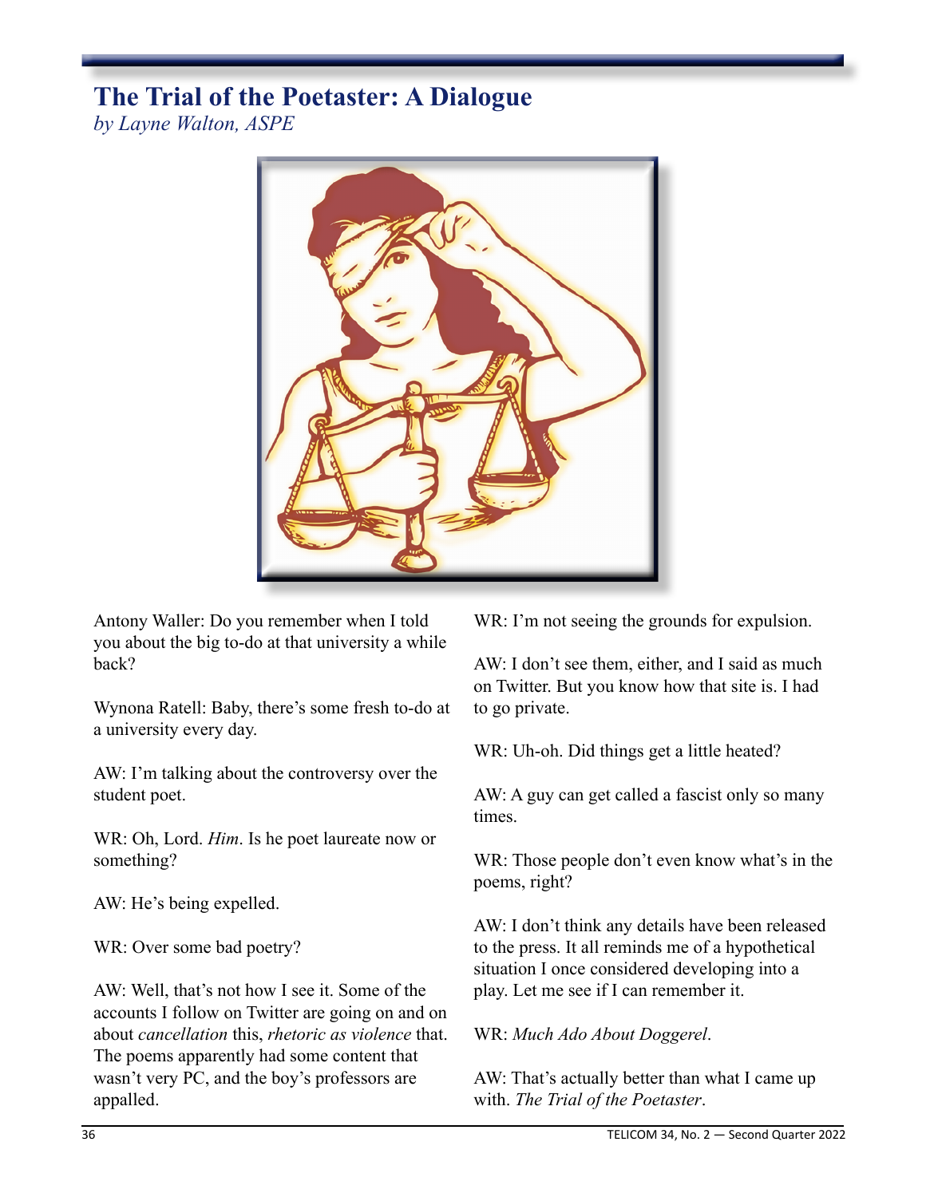# The Trial of the Poetaster: A Dialogue

*by Layne Walton, ASPE*

Antony Waller: Do you remember when I told you about the big to-do at that university a while back?

Wynona Ratell: Baby, there's some fresh to-do at a university every day.

AW: I'm talking about the controversy over the student poet.

WR: Oh, Lord. *Him*. Is he poet laureate now or something?

AW: He's being expelled.

WR: Over some bad poetry?

AW: Well, that's not how I see it. Some of the accounts I follow on Twitter are going on and on about *cancellation* this, *rhetoric as violence* that. The poems apparently had some content that wasn't very PC, and the boy's professors are appalled.

WR: I'm not seeing the grounds for expulsion.

AW: I don't see them, either, and I said as much on Twitter. But you know how that site is. I had to go private.

WR: Uh-oh. Did things get a little heated?

AW: A guy can get called a fascist only so many times.

WR: Those people don't even know what's in the poems, right?

AW: I don't think any details have been released to the press. It all reminds me of a hypothetical situation I once considered developing into a play. Let me see if I can remember it.

WR: *Much Ado About Doggerel*.

AW: That's actually better than what I came up with. *The Trial of the Poetaster*.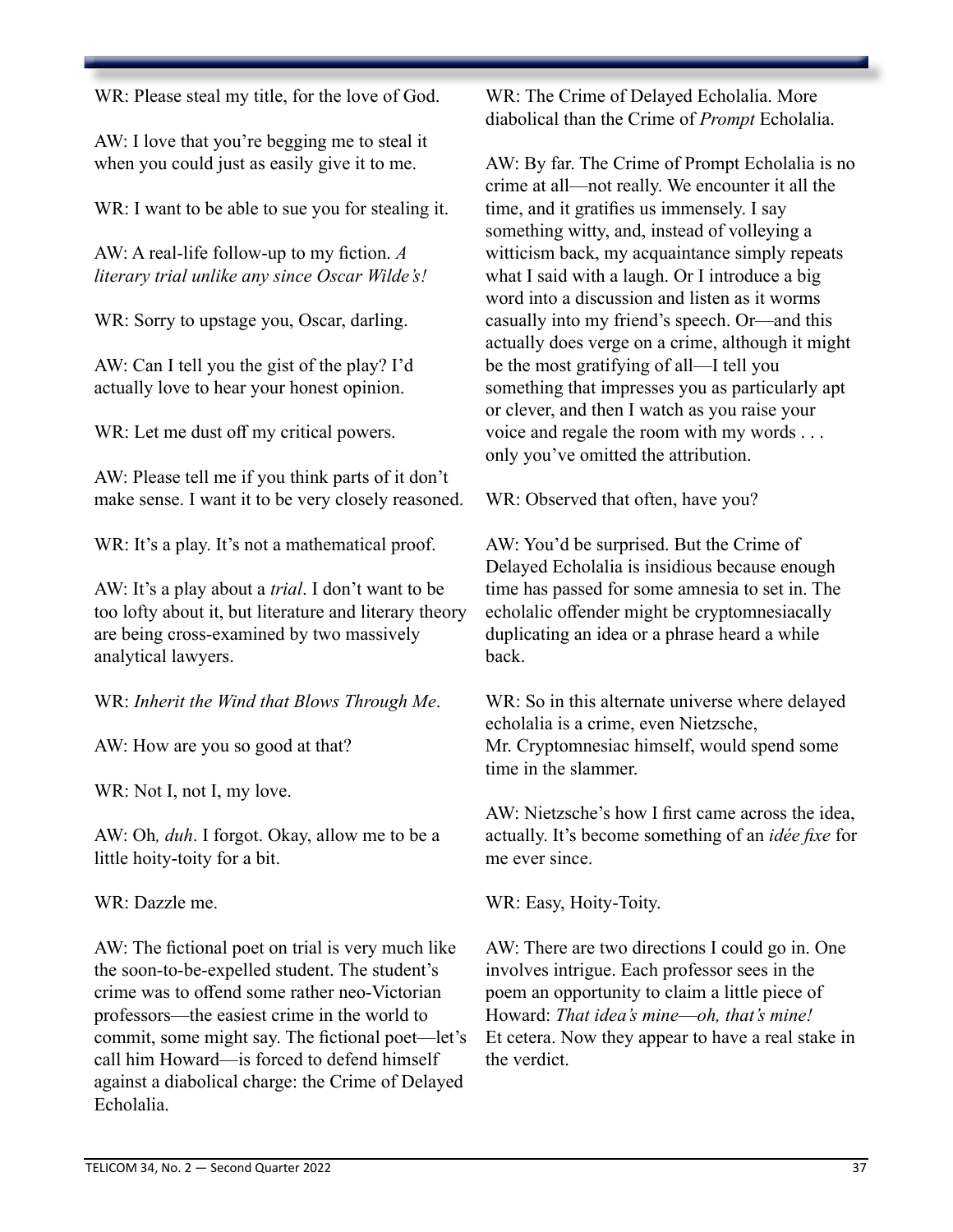WR: Please steal my title, for the love of God.

AW: I love that you're begging me to steal it when you could just as easily give it to me.

WR: I want to be able to sue you for stealing it.

AW: A real-life follow-up to my fiction. *A literary trial unlike any since Oscar Wilde's!*

WR: Sorry to upstage you, Oscar, darling.

AW: Can I tell you the gist of the play? I'd actually love to hear your honest opinion.

WR: Let me dust off my critical powers.

AW: Please tell me if you think parts of it don't make sense. I want it to be very closely reasoned.

WR: It's a play. It's not a mathematical proof.

AW: It's a play about a *trial*. I don't want to be too lofty about it, but literature and literary theory are being cross-examined by two massively analytical lawyers.

WR: *Inherit the Wind that Blows Through Me*.

AW: How are you so good at that?

WR: Not I, not I, my love.

AW: Oh*, duh*. I forgot. Okay, allow me to be a little hoity-toity for a bit.

WR: Dazzle me.

AW: The fictional poet on trial is very much like the soon-to-be-expelled student. The student's crime was to offend some rather neo-Victorian professors—the easiest crime in the world to commit, some might say. The fictional poet—let's call him Howard—is forced to defend himself against a diabolical charge: the Crime of Delayed Echolalia.

WR: The Crime of Delayed Echolalia. More diabolical than the Crime of *Prompt* Echolalia.

AW: By far. The Crime of Prompt Echolalia is no crime at all—not really. We encounter it all the time, and it gratifies us immensely. I say something witty, and, instead of volleying a witticism back, my acquaintance simply repeats what I said with a laugh. Or I introduce a big word into a discussion and listen as it worms casually into my friend's speech. Or—and this actually does verge on a crime, although it might be the most gratifying of all—I tell you something that impresses you as particularly apt or clever, and then I watch as you raise your voice and regale the room with my words . . . only you've omitted the attribution.

WR: Observed that often, have you?

AW: You'd be surprised. But the Crime of Delayed Echolalia is insidious because enough time has passed for some amnesia to set in. The echolalic offender might be cryptomnesiacally duplicating an idea or a phrase heard a while back.

WR: So in this alternate universe where delayed echolalia is a crime, even Nietzsche, Mr. Cryptomnesiac himself, would spend some time in the slammer.

AW: Nietzsche's how I first came across the idea, actually. It's become something of an *idée fixe* for me ever since.

WR: Easy, Hoity-Toity.

AW: There are two directions I could go in. One involves intrigue. Each professor sees in the poem an opportunity to claim a little piece of Howard: *That idea's mine—oh, that's mine!* Et cetera. Now they appear to have a real stake in the verdict.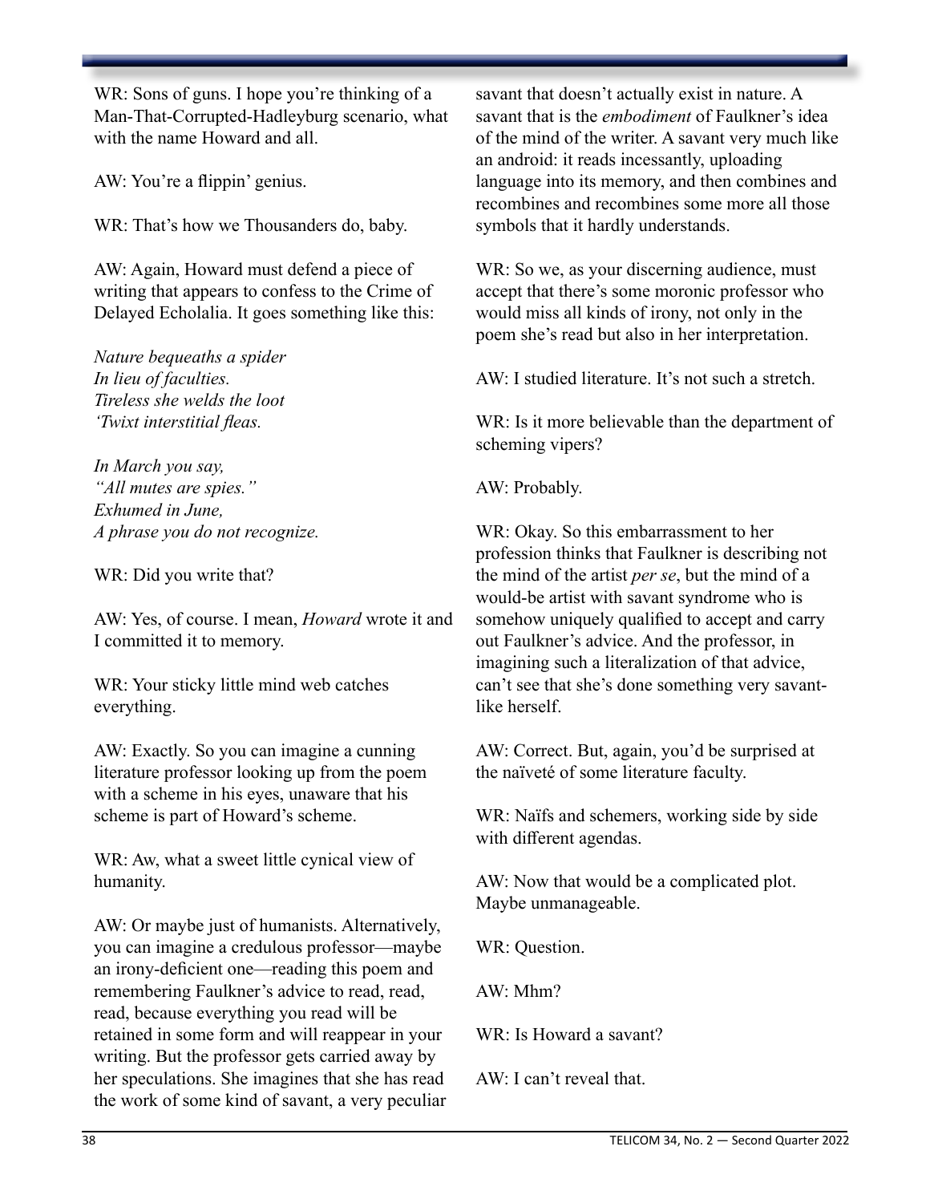WR: Sons of guns. I hope you're thinking of a Man-That-Corrupted-Hadleyburg scenario, what with the name Howard and all.

AW: You're a flippin' genius.

WR: That's how we Thousanders do, baby.

AW: Again, Howard must defend a piece of writing that appears to confess to the Crime of Delayed Echolalia. It goes something like this:

*Nature bequeaths a spider*  
*In lieu of faculties.*  
*Tireless she welds the loot*  
*'Twixt interstitial fleas.*

*In March you say,*  
*"All mutes are spies."*  
*Exhumed in June,*  
*A phrase you do not recognize.*

WR: Did you write that?

AW: Yes, of course. I mean, *Howard* wrote it and I committed it to memory.

WR: Your sticky little mind web catches everything.

AW: Exactly. So you can imagine a cunning literature professor looking up from the poem with a scheme in his eyes, unaware that his scheme is part of Howard's scheme.

WR: Aw, what a sweet little cynical view of humanity.

AW: Or maybe just of humanists. Alternatively, you can imagine a credulous professor—maybe an irony-deficient one—reading this poem and remembering Faulkner's advice to read, read, read, because everything you read will be retained in some form and will reappear in your writing. But the professor gets carried away by her speculations. She imagines that she has read the work of some kind of savant, a very peculiar savant that doesn't actually exist in nature. A savant that is the *embodiment* of Faulkner's idea of the mind of the writer. A savant very much like an android: it reads incessantly, uploading language into its memory, and then combines and recombines and recombines some more all those symbols that it hardly understands.

WR: So we, as your discerning audience, must accept that there's some moronic professor who would miss all kinds of irony, not only in the poem she's read but also in her interpretation.

AW: I studied literature. It's not such a stretch.

WR: Is it more believable than the department of scheming vipers?

AW: Probably.

WR: Okay. So this embarrassment to her profession thinks that Faulkner is describing not the mind of the artist *per se*, but the mind of a would-be artist with savant syndrome who is somehow uniquely qualified to accept and carry out Faulkner's advice. And the professor, in imagining such a literalization of that advice, can't see that she's done something very savant-like herself.

AW: Correct. But, again, you'd be surprised at the naïveté of some literature faculty.

WR: Naïfs and schemers, working side by side with different agendas.

AW: Now that would be a complicated plot. Maybe unmanageable.

WR: Question.

AW: Mhm?

WR: Is Howard a savant?

AW: I can't reveal that.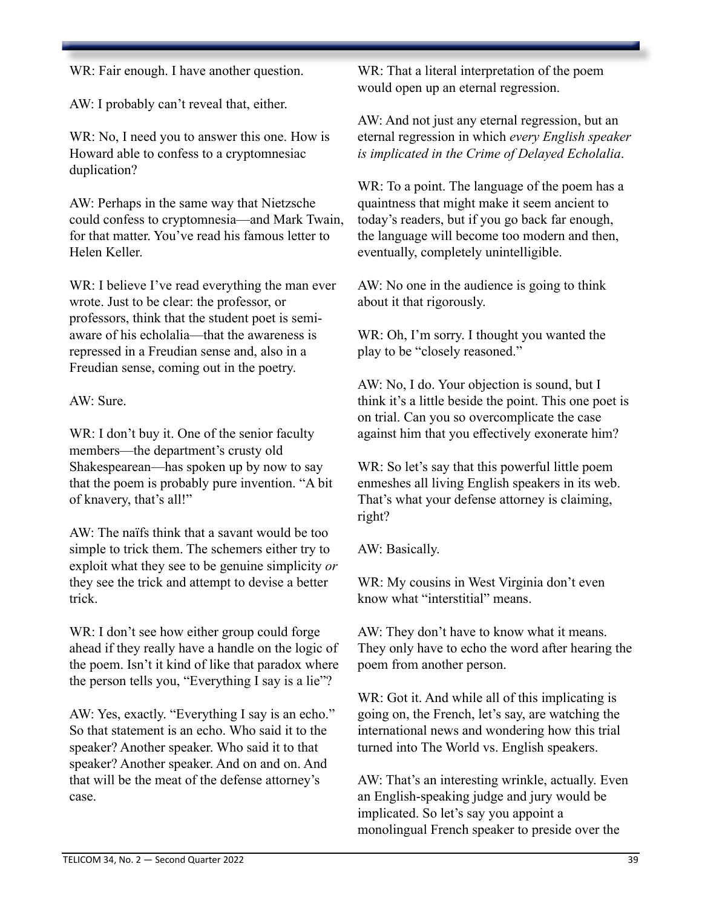WR: Fair enough. I have another question.

AW: I probably can't reveal that, either.

WR: No, I need you to answer this one. How is Howard able to confess to a cryptomnesiac duplication?

AW: Perhaps in the same way that Nietzsche could confess to cryptomnesia—and Mark Twain, for that matter. You've read his famous letter to Helen Keller.

WR: I believe I've read everything the man ever wrote. Just to be clear: the professor, or professors, think that the student poet is semi-aware of his echolalia—that the awareness is repressed in a Freudian sense and, also in a Freudian sense, coming out in the poetry.

AW: Sure.

WR: I don't buy it. One of the senior faculty members—the department's crusty old Shakespearean—has spoken up by now to say that the poem is probably pure invention. "A bit of knavery, that's all!"

AW: The naïfs think that a savant would be too simple to trick them. The schemers either try to exploit what they see to be genuine simplicity *or* they see the trick and attempt to devise a better trick.

WR: I don't see how either group could forge ahead if they really have a handle on the logic of the poem. Isn't it kind of like that paradox where the person tells you, "Everything I say is a lie"?

AW: Yes, exactly. "Everything I say is an echo." So that statement is an echo. Who said it to the speaker? Another speaker. Who said it to that speaker? Another speaker. And on and on. And that will be the meat of the defense attorney's case.

WR: That a literal interpretation of the poem would open up an eternal regression.

AW: And not just any eternal regression, but an eternal regression in which *every English speaker is implicated in the Crime of Delayed Echolalia*.

WR: To a point. The language of the poem has a quaintness that might make it seem ancient to today's readers, but if you go back far enough, the language will become too modern and then, eventually, completely unintelligible.

AW: No one in the audience is going to think about it that rigorously.

WR: Oh, I'm sorry. I thought you wanted the play to be "closely reasoned."

AW: No, I do. Your objection is sound, but I think it's a little beside the point. This one poet is on trial. Can you so overcomplicate the case against him that you effectively exonerate him?

WR: So let's say that this powerful little poem enmeshes all living English speakers in its web. That's what your defense attorney is claiming, right?

AW: Basically.

WR: My cousins in West Virginia don't even know what "interstitial" means.

AW: They don't have to know what it means. They only have to echo the word after hearing the poem from another person.

WR: Got it. And while all of this implicating is going on, the French, let's say, are watching the international news and wondering how this trial turned into The World vs. English speakers.

AW: That's an interesting wrinkle, actually. Even an English-speaking judge and jury would be implicated. So let's say you appoint a monolingual French speaker to preside over the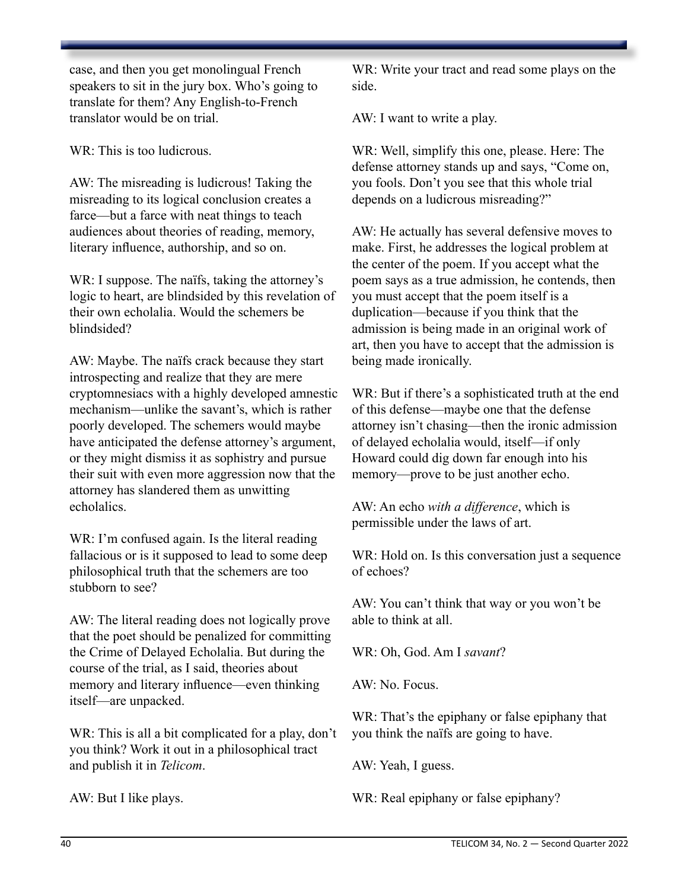case, and then you get monolingual French speakers to sit in the jury box. Who's going to translate for them? Any English-to-French translator would be on trial.

WR: This is too ludicrous.

AW: The misreading is ludicrous! Taking the misreading to its logical conclusion creates a farce—but a farce with neat things to teach audiences about theories of reading, memory, literary influence, authorship, and so on.

WR: I suppose. The naïfs, taking the attorney's logic to heart, are blindsided by this revelation of their own echolalia. Would the schemers be blindsided?

AW: Maybe. The naïfs crack because they start introspecting and realize that they are mere cryptomnesiacs with a highly developed amnestic mechanism—unlike the savant's, which is rather poorly developed. The schemers would maybe have anticipated the defense attorney's argument, or they might dismiss it as sophistry and pursue their suit with even more aggression now that the attorney has slandered them as unwitting echolalics.

WR: I'm confused again. Is the literal reading fallacious or is it supposed to lead to some deep philosophical truth that the schemers are too stubborn to see?

AW: The literal reading does not logically prove that the poet should be penalized for committing the Crime of Delayed Echolalia. But during the course of the trial, as I said, theories about memory and literary influence—even thinking itself—are unpacked.

WR: This is all a bit complicated for a play, don't you think? Work it out in a philosophical tract and publish it in *Telicom*.

AW: But I like plays.

WR: Write your tract and read some plays on the side.

AW: I want to write a play.

WR: Well, simplify this one, please. Here: The defense attorney stands up and says, "Come on, you fools. Don't you see that this whole trial depends on a ludicrous misreading?"

AW: He actually has several defensive moves to make. First, he addresses the logical problem at the center of the poem. If you accept what the poem says as a true admission, he contends, then you must accept that the poem itself is a duplication—because if you think that the admission is being made in an original work of art, then you have to accept that the admission is being made ironically.

WR: But if there's a sophisticated truth at the end of this defense—maybe one that the defense attorney isn't chasing—then the ironic admission of delayed echolalia would, itself—if only Howard could dig down far enough into his memory—prove to be just another echo.

AW: An echo *with a difference*, which is permissible under the laws of art.

WR: Hold on. Is this conversation just a sequence of echoes?

AW: You can't think that way or you won't be able to think at all.

WR: Oh, God. Am I *savant*?

AW: No. Focus.

WR: That's the epiphany or false epiphany that you think the naïfs are going to have.

AW: Yeah, I guess.

WR: Real epiphany or false epiphany?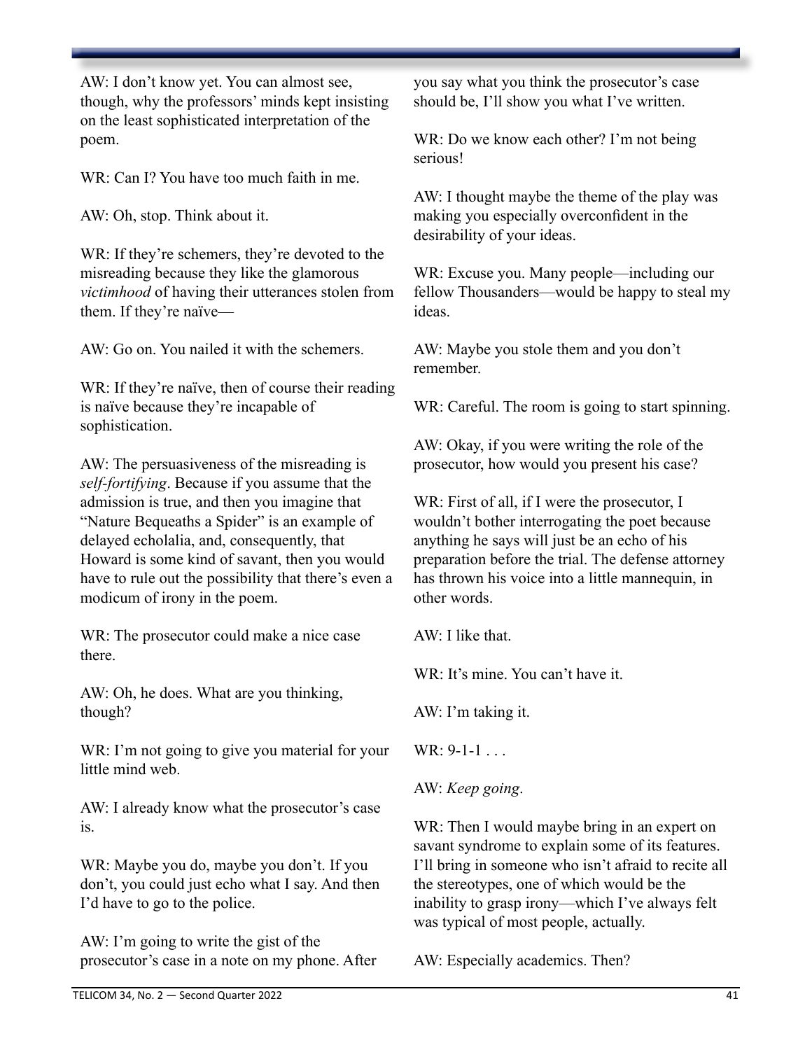AW: I don't know yet. You can almost see, though, why the professors' minds kept insisting on the least sophisticated interpretation of the poem.

WR: Can I? You have too much faith in me.

AW: Oh, stop. Think about it.

WR: If they're schemers, they're devoted to the misreading because they like the glamorous *victimhood* of having their utterances stolen from them. If they're naïve—

AW: Go on. You nailed it with the schemers.

WR: If they're naïve, then of course their reading is naïve because they're incapable of sophistication.

AW: The persuasiveness of the misreading is *self-fortifying*. Because if you assume that the admission is true, and then you imagine that "Nature Bequeaths a Spider" is an example of delayed echolalia, and, consequently, that Howard is some kind of savant, then you would have to rule out the possibility that there's even a modicum of irony in the poem.

WR: The prosecutor could make a nice case there.

AW: Oh, he does. What are you thinking, though?

WR: I'm not going to give you material for your little mind web.

AW: I already know what the prosecutor's case is.

WR: Maybe you do, maybe you don't. If you don't, you could just echo what I say. And then I'd have to go to the police.

AW: I'm going to write the gist of the prosecutor's case in a note on my phone. After you say what you think the prosecutor's case should be, I'll show you what I've written.

WR: Do we know each other? I'm not being serious!

AW: I thought maybe the theme of the play was making you especially overconfident in the desirability of your ideas.

WR: Excuse you. Many people—including our fellow Thousanders—would be happy to steal my ideas.

AW: Maybe you stole them and you don't remember.

WR: Careful. The room is going to start spinning.

AW: Okay, if you were writing the role of the prosecutor, how would you present his case?

WR: First of all, if I were the prosecutor, I wouldn't bother interrogating the poet because anything he says will just be an echo of his preparation before the trial. The defense attorney has thrown his voice into a little mannequin, in other words.

AW: I like that.

WR: It's mine. You can't have it.

AW: I'm taking it.

WR: 9-1-1 . . .

AW: *Keep going*.

WR: Then I would maybe bring in an expert on savant syndrome to explain some of its features. I'll bring in someone who isn't afraid to recite all the stereotypes, one of which would be the inability to grasp irony—which I've always felt was typical of most people, actually.

AW: Especially academics. Then?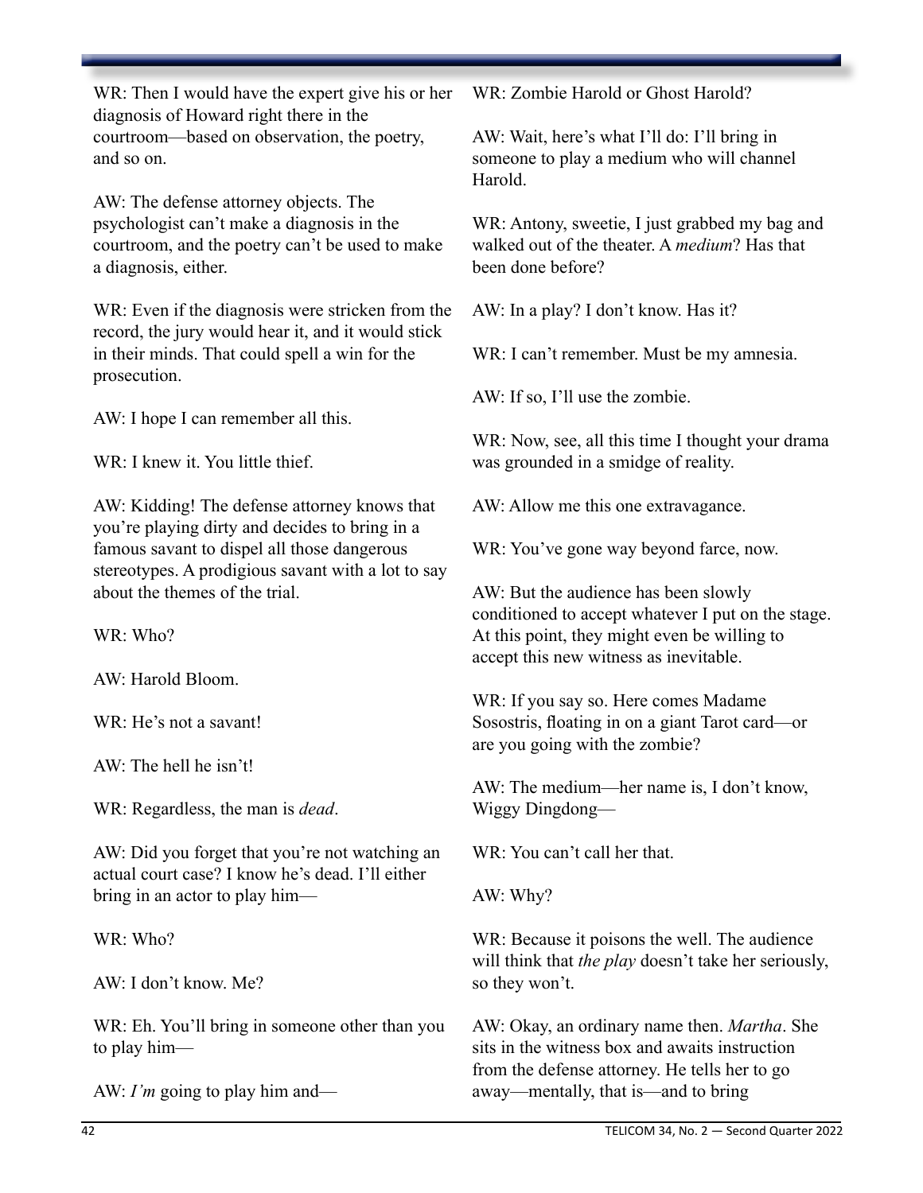WR: Then I would have the expert give his or her diagnosis of Howard right there in the courtroom—based on observation, the poetry, and so on.

AW: The defense attorney objects. The psychologist can't make a diagnosis in the courtroom, and the poetry can't be used to make a diagnosis, either.

WR: Even if the diagnosis were stricken from the record, the jury would hear it, and it would stick in their minds. That could spell a win for the prosecution.

AW: I hope I can remember all this.

WR: I knew it. You little thief.

AW: Kidding! The defense attorney knows that you're playing dirty and decides to bring in a famous savant to dispel all those dangerous stereotypes. A prodigious savant with a lot to say about the themes of the trial.

WR: Who?

AW: Harold Bloom.

WR: He's not a savant!

AW: The hell he isn't!

WR: Regardless, the man is *dead*.

AW: Did you forget that you're not watching an actual court case? I know he's dead. I'll either bring in an actor to play him—

WR: Who?

AW: I don't know. Me?

WR: Eh. You'll bring in someone other than you to play him—

AW: *I'm* going to play him and—

WR: Zombie Harold or Ghost Harold?

AW: Wait, here's what I'll do: I'll bring in someone to play a medium who will channel Harold.

WR: Antony, sweetie, I just grabbed my bag and walked out of the theater. A *medium*? Has that been done before?

AW: In a play? I don't know. Has it?

WR: I can't remember. Must be my amnesia.

AW: If so, I'll use the zombie.

WR: Now, see, all this time I thought your drama was grounded in a smidge of reality.

AW: Allow me this one extravagance.

WR: You've gone way beyond farce, now.

AW: But the audience has been slowly conditioned to accept whatever I put on the stage. At this point, they might even be willing to accept this new witness as inevitable.

WR: If you say so. Here comes Madame Sosostris, floating in on a giant Tarot card—or are you going with the zombie?

AW: The medium—her name is, I don't know, Wiggy Dingdong—

WR: You can't call her that.

AW: Why?

WR: Because it poisons the well. The audience will think that *the play* doesn't take her seriously, so they won't.

AW: Okay, an ordinary name then. *Martha*. She sits in the witness box and awaits instruction from the defense attorney. He tells her to go away—mentally, that is—and to bring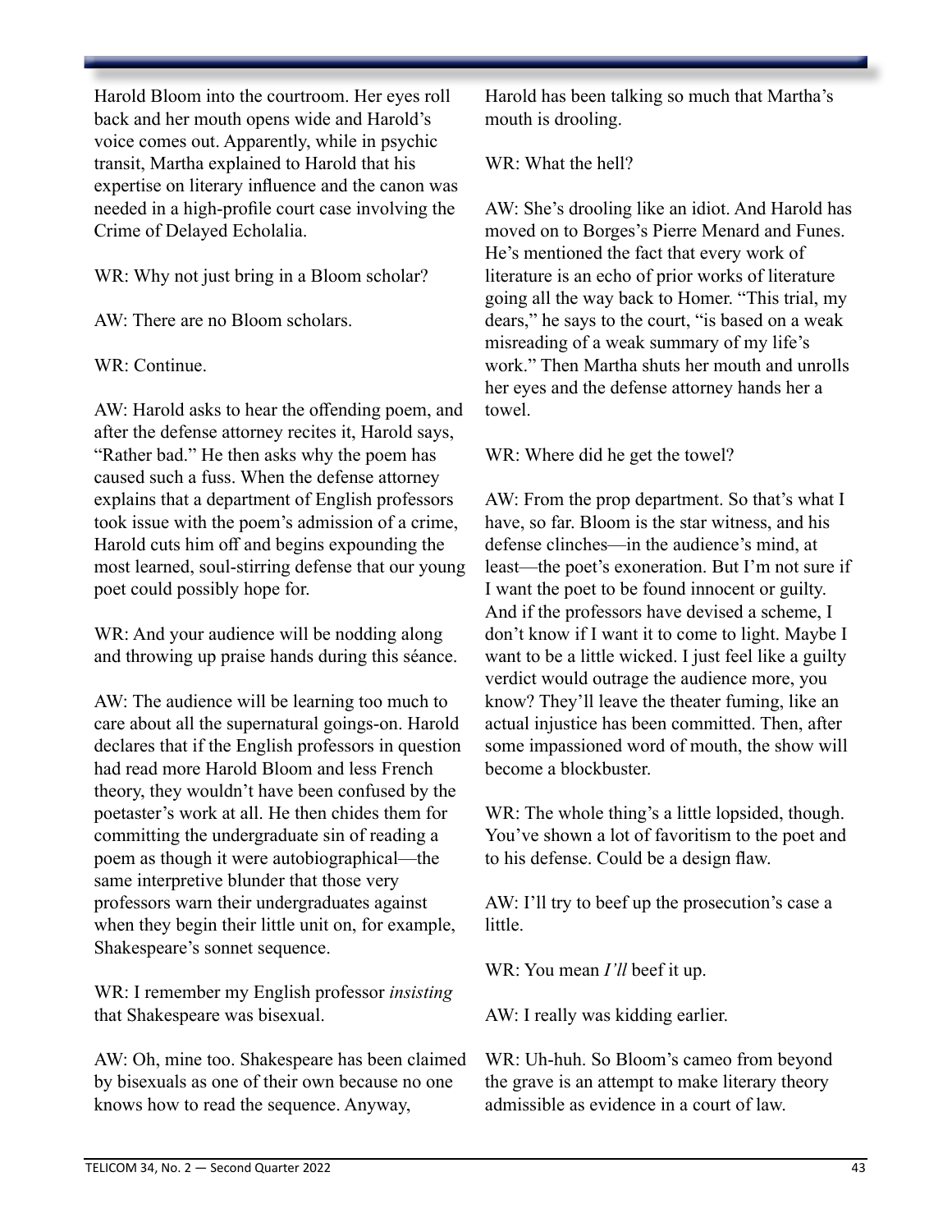Harold Bloom into the courtroom. Her eyes roll back and her mouth opens wide and Harold's voice comes out. Apparently, while in psychic transit, Martha explained to Harold that his expertise on literary influence and the canon was needed in a high-profile court case involving the Crime of Delayed Echolalia.

WR: Why not just bring in a Bloom scholar?

AW: There are no Bloom scholars.

WR: Continue.

AW: Harold asks to hear the offending poem, and after the defense attorney recites it, Harold says, "Rather bad." He then asks why the poem has caused such a fuss. When the defense attorney explains that a department of English professors took issue with the poem's admission of a crime, Harold cuts him off and begins expounding the most learned, soul-stirring defense that our young poet could possibly hope for.

WR: And your audience will be nodding along and throwing up praise hands during this séance.

AW: The audience will be learning too much to care about all the supernatural goings-on. Harold declares that if the English professors in question had read more Harold Bloom and less French theory, they wouldn't have been confused by the poetaster's work at all. He then chides them for committing the undergraduate sin of reading a poem as though it were autobiographical—the same interpretive blunder that those very professors warn their undergraduates against when they begin their little unit on, for example, Shakespeare's sonnet sequence.

WR: I remember my English professor *insisting* that Shakespeare was bisexual.

AW: Oh, mine too. Shakespeare has been claimed by bisexuals as one of their own because no one knows how to read the sequence. Anyway, Harold has been talking so much that Martha's mouth is drooling.

WR: What the hell?

AW: She's drooling like an idiot. And Harold has moved on to Borges's Pierre Menard and Funes. He's mentioned the fact that every work of literature is an echo of prior works of literature going all the way back to Homer. "This trial, my dears," he says to the court, "is based on a weak misreading of a weak summary of my life's work." Then Martha shuts her mouth and unrolls her eyes and the defense attorney hands her a towel.

WR: Where did he get the towel?

AW: From the prop department. So that's what I have, so far. Bloom is the star witness, and his defense clinches—in the audience's mind, at least—the poet's exoneration. But I'm not sure if I want the poet to be found innocent or guilty. And if the professors have devised a scheme, I don't know if I want it to come to light. Maybe I want to be a little wicked. I just feel like a guilty verdict would outrage the audience more, you know? They'll leave the theater fuming, like an actual injustice has been committed. Then, after some impassioned word of mouth, the show will become a blockbuster.

WR: The whole thing's a little lopsided, though. You've shown a lot of favoritism to the poet and to his defense. Could be a design flaw.

AW: I'll try to beef up the prosecution's case a little.

WR: You mean *I'll* beef it up.

AW: I really was kidding earlier.

WR: Uh-huh. So Bloom's cameo from beyond the grave is an attempt to make literary theory admissible as evidence in a court of law.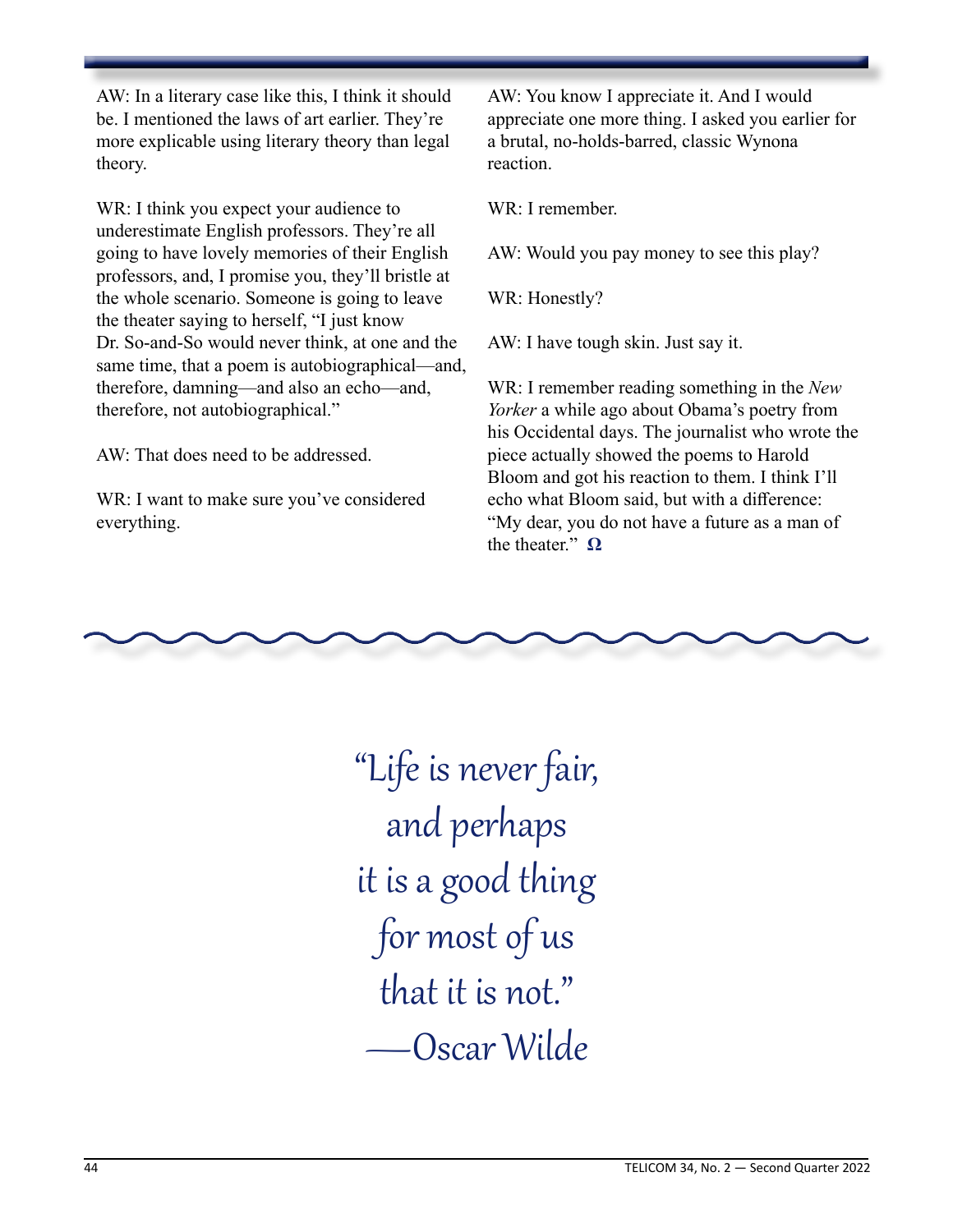AW: In a literary case like this, I think it should be. I mentioned the laws of art earlier. They're more explicable using literary theory than legal theory.

WR: I think you expect your audience to underestimate English professors. They're all going to have lovely memories of their English professors, and, I promise you, they'll bristle at the whole scenario. Someone is going to leave the theater saying to herself, "I just know Dr. So-and-So would never think, at one and the same time, that a poem is autobiographical—and, therefore, damning—and also an echo—and, therefore, not autobiographical."

AW: That does need to be addressed.

WR: I want to make sure you've considered everything.

AW: You know I appreciate it. And I would appreciate one more thing. I asked you earlier for a brutal, no-holds-barred, classic Wynona reaction.

WR: I remember.

AW: Would you pay money to see this play?

WR: Honestly?

AW: I have tough skin. Just say it.

WR: I remember reading something in the *New Yorker* a while ago about Obama's poetry from his Occidental days. The journalist who wrote the piece actually showed the poems to Harold Bloom and got his reaction to them. I think I'll echo what Bloom said, but with a difference: "My dear, you do not have a future as a man of the theater." **Ω**

---

*"Life is never fair,*
*and perhaps*
*it is a good thing*
*for most of us*
*that it is not."*
*—Oscar Wilde*